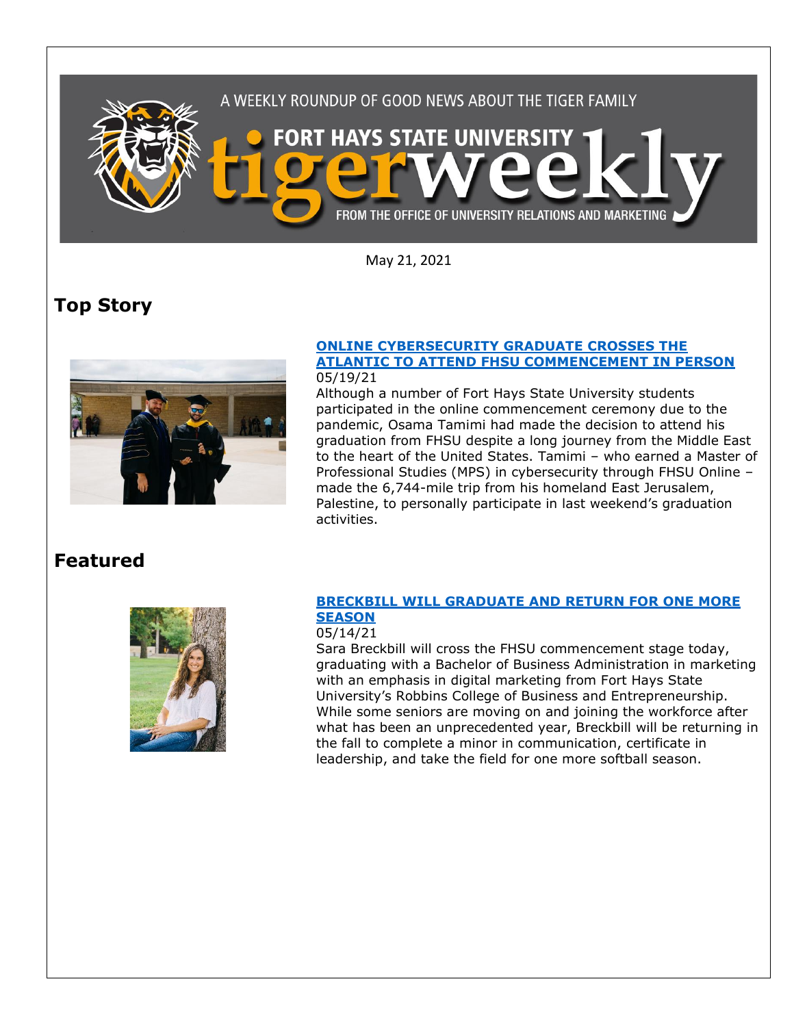A WEEKLY ROUNDUP OF GOOD NEWS ABOUT THE TIGER FAMILY

FORT HAYS STATE UNIVERSITY **tigerweekly**

FROM THE OFFICE OF UNIVERSITY RELATIONS AND MARKETING

May 21, 2021

# Top Story

### ONLINE CYBERSECURITY GRADUATE CROSSES THE ATLANTIC TO ATTEND FHSU COMMENCEMENT IN PERSON

05/19/21

Although a number of Fort Hays State University students participated in the online commencement ceremony due to the pandemic, Osama Tamimi had made the decision to attend his graduation from FHSU despite a long journey from the Middle East to the heart of the United States. Tamimi – who earned a Master of Professional Studies (MPS) in cybersecurity through FHSU Online – made the 6,744-mile trip from his homeland East Jerusalem, Palestine, to personally participate in last weekend's graduation activities.

# Featured

### BRECKBILL WILL GRADUATE AND RETURN FOR ONE MORE SEASON

05/14/21

Sara Breckbill will cross the FHSU commencement stage today, graduating with a Bachelor of Business Administration in marketing with an emphasis in digital marketing from Fort Hays State University's Robbins College of Business and Entrepreneurship. While some seniors are moving on and joining the workforce after what has been an unprecedented year, Breckbill will be returning in the fall to complete a minor in communication, certificate in leadership, and take the field for one more softball season.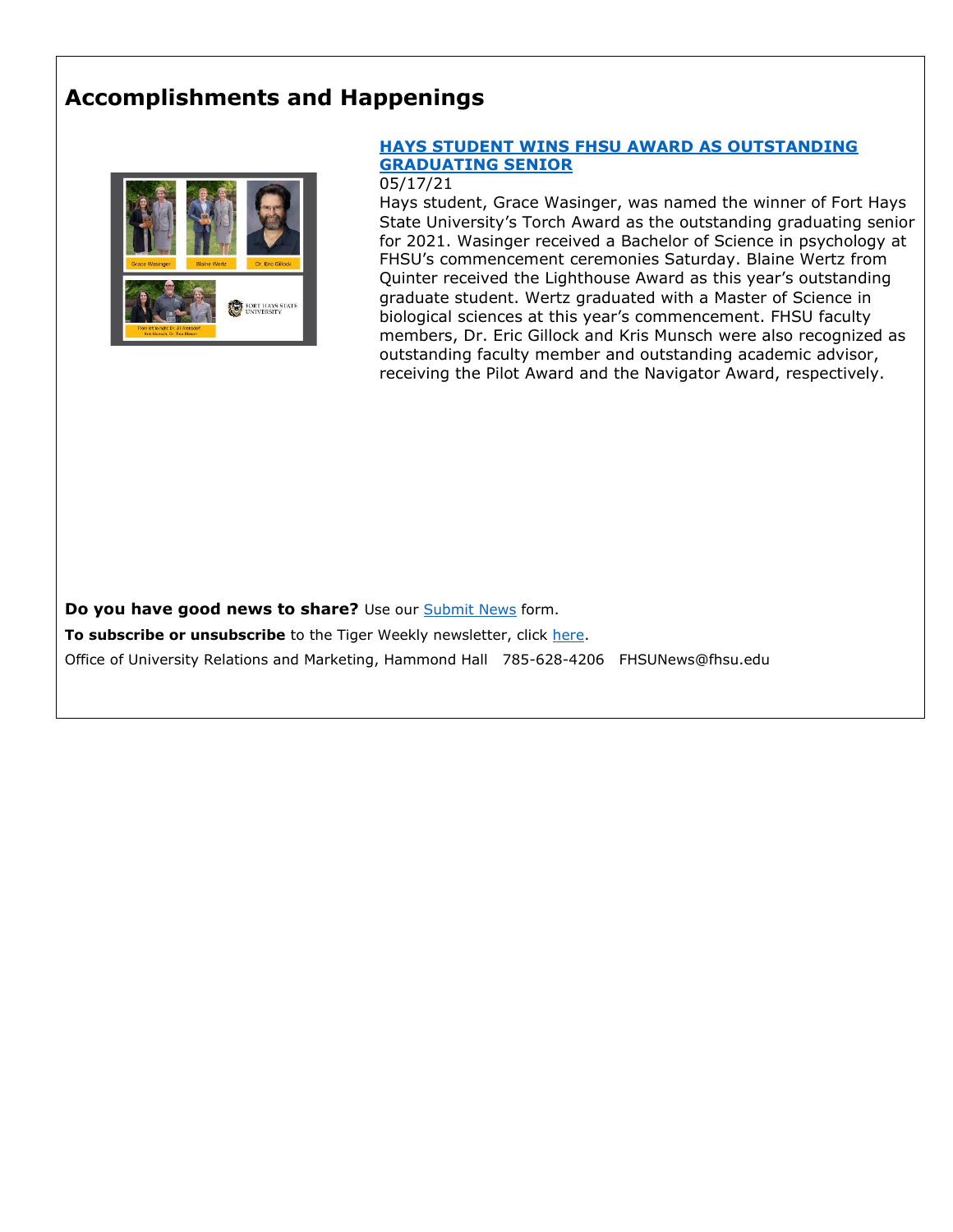## Accomplishments and Happenings

**[HAYS STUDENT WINS FHSU AWARD AS OUTSTANDING GRADUATING SENIOR]()**

05/17/21

Hays student, Grace Wasinger, was named the winner of Fort Hays State University's Torch Award as the outstanding graduating senior for 2021. Wasinger received a Bachelor of Science in psychology at FHSU's commencement ceremonies Saturday. Blaine Wertz from Quinter received the Lighthouse Award as this year's outstanding graduate student. Wertz graduated with a Master of Science in biological sciences at this year's commencement. FHSU faculty members, Dr. Eric Gillock and Kris Munsch were also recognized as outstanding faculty member and outstanding academic advisor, receiving the Pilot Award and the Navigator Award, respectively.

**Do you have good news to share?** Use our Submit News form.

**To subscribe or unsubscribe** to the Tiger Weekly newsletter, click here.

Office of University Relations and Marketing, Hammond Hall   785-628-4206   FHSUNews@fhsu.edu